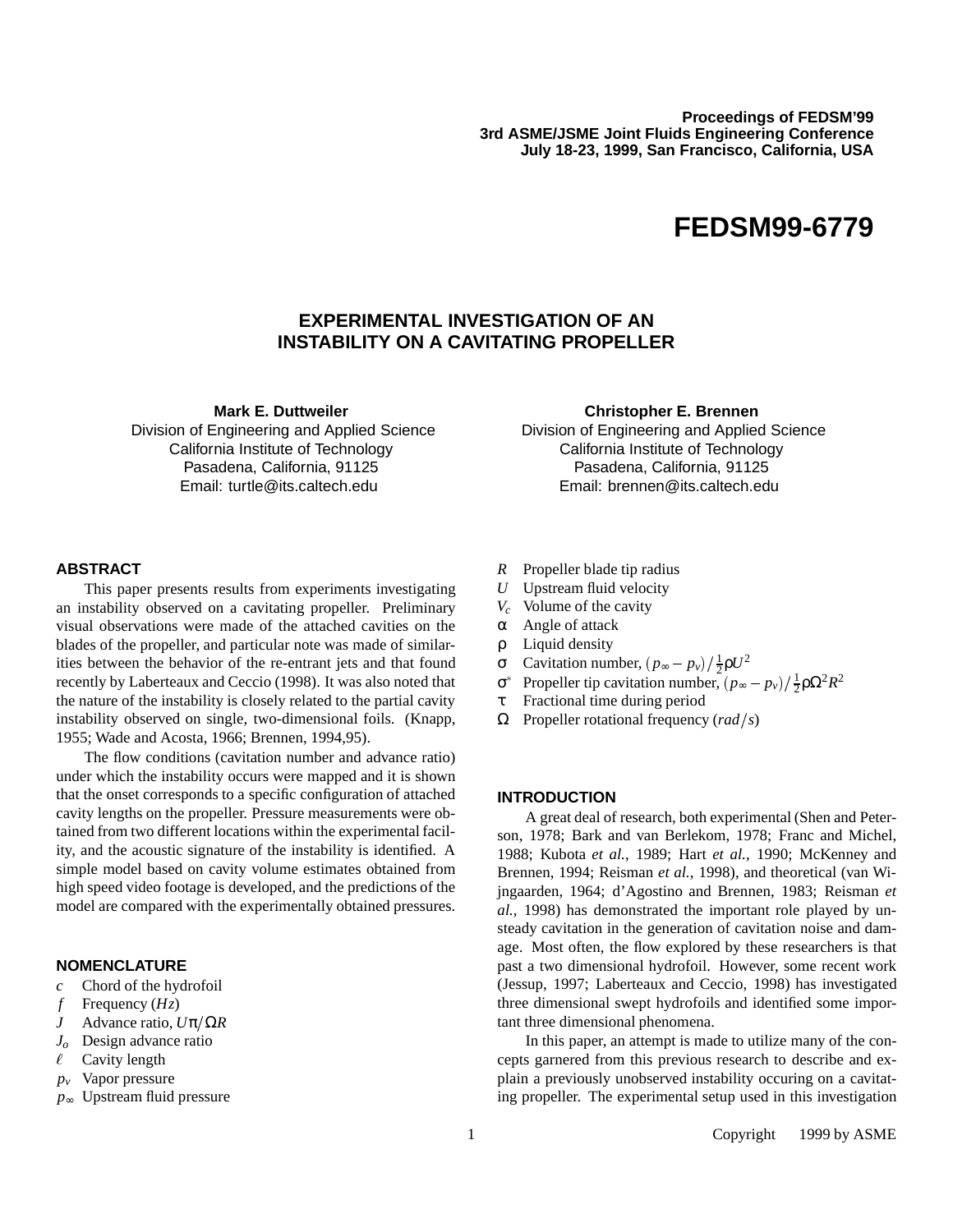Proceedings of FEDSM'99
3rd ASME/JSME Joint Fluids Engineering Conference
July 18-23, 1999, San Francisco, California, USA

# FEDSM99-6779

## EXPERIMENTAL INVESTIGATION OF AN INSTABILITY ON A CAVITATING PROPELLER

**Mark E. Duttweiler**
Division of Engineering and Applied Science
California Institute of Technology
Pasadena, California, 91125
Email: turtle@its.caltech.edu

**Christopher E. Brennen**
Division of Engineering and Applied Science
California Institute of Technology
Pasadena, California, 91125
Email: brennen@its.caltech.edu

### ABSTRACT

This paper presents results from experiments investigating an instability observed on a cavitating propeller. Preliminary visual observations were made of the attached cavities on the blades of the propeller, and particular note was made of similarities between the behavior of the re-entrant jets and that found recently by Laberteaux and Ceccio (1998). It was also noted that the nature of the instability is closely related to the partial cavity instability observed on single, two-dimensional foils. (Knapp, 1955; Wade and Acosta, 1966; Brennen, 1994,95).

The flow conditions (cavitation number and advance ratio) under which the instability occurs were mapped and it is shown that the onset corresponds to a specific configuration of attached cavity lengths on the propeller. Pressure measurements were obtained from two different locations within the experimental facility, and the acoustic signature of the instability is identified. A simple model based on cavity volume estimates obtained from high speed video footage is developed, and the predictions of the model are compared with the experimentally obtained pressures.

### NOMENCLATURE

- $c$ Chord of the hydrofoil
- $f$ Frequency ($Hz$)
- $J$ Advance ratio, $U\pi/\Omega R$
- $J_o$ Design advance ratio
- $\ell$ Cavity length
- $p_v$ Vapor pressure
- $p_\infty$ Upstream fluid pressure
- $R$ Propeller blade tip radius
- $U$ Upstream fluid velocity
- $V_c$ Volume of the cavity
- $\alpha$ Angle of attack
- $\rho$ Liquid density
- $\sigma$ Cavitation number, $(p_\infty - p_v)/\frac{1}{2}\rho U^2$
- $\sigma^*$ Propeller tip cavitation number, $(p_\infty - p_v)/\frac{1}{2}\rho\Omega^2 R^2$
- $\tau$ Fractional time during period
- $\Omega$ Propeller rotational frequency ($rad/s$)

### INTRODUCTION

A great deal of research, both experimental (Shen and Peterson, 1978; Bark and van Berlekom, 1978; Franc and Michel, 1988; Kubota *et al.*, 1989; Hart *et al.*, 1990; McKenney and Brennen, 1994; Reisman *et al.*, 1998), and theoretical (van Wijngaarden, 1964; d'Agostino and Brennen, 1983; Reisman *et al.*, 1998) has demonstrated the important role played by unsteady cavitation in the generation of cavitation noise and damage. Most often, the flow explored by these researchers is that past a two dimensional hydrofoil. However, some recent work (Jessup, 1997; Laberteaux and Ceccio, 1998) has investigated three dimensional swept hydrofoils and identified some important three dimensional phenomena.

In this paper, an attempt is made to utilize many of the concepts garnered from this previous research to describe and explain a previously unobserved instability occuring on a cavitating propeller. The experimental setup used in this investigation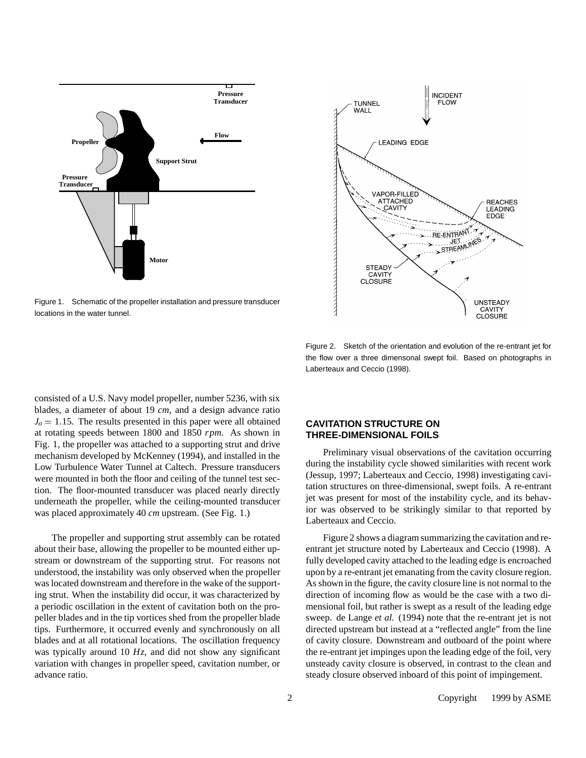Figure 1. Schematic of the propeller installation and pressure transducer locations in the water tunnel.

Figure 2. Sketch of the orientation and evolution of the re-entrant jet for the flow over a three dimensonal swept foil. Based on photographs in Laberteaux and Ceccio (1998).

consisted of a U.S. Navy model propeller, number 5236, with six blades, a diameter of about 19 *cm*, and a design advance ratio $J_o = 1.15$. The results presented in this paper were all obtained at rotating speeds between 1800 and 1850 *rpm*. As shown in Fig. 1, the propeller was attached to a supporting strut and drive mechanism developed by McKenney (1994), and installed in the Low Turbulence Water Tunnel at Caltech. Pressure transducers were mounted in both the floor and ceiling of the tunnel test section. The floor-mounted transducer was placed nearly directly underneath the propeller, while the ceiling-mounted transducer was placed approximately 40 *cm* upstream. (See Fig. 1.)

The propeller and supporting strut assembly can be rotated about their base, allowing the propeller to be mounted either upstream or downstream of the supporting strut. For reasons not understood, the instability was only observed when the propeller was located downstream and therefore in the wake of the supporting strut. When the instability did occur, it was characterized by a periodic oscillation in the extent of cavitation both on the propeller blades and in the tip vortices shed from the propeller blade tips. Furthermore, it occurred evenly and synchronously on all blades and at all rotational locations. The oscillation frequency was typically around 10 *Hz*, and did not show any significant variation with changes in propeller speed, cavitation number, or advance ratio.

## CAVITATION STRUCTURE ON THREE-DIMENSIONAL FOILS

Preliminary visual observations of the cavitation occurring during the instability cycle showed similarities with recent work (Jessup, 1997; Laberteaux and Ceccio, 1998) investigating cavitation structures on three-dimensional, swept foils. A re-entrant jet was present for most of the instability cycle, and its behavior was observed to be strikingly similar to that reported by Laberteaux and Ceccio.

Figure 2 shows a diagram summarizing the cavitation and re-entrant jet structure noted by Laberteaux and Ceccio (1998). A fully developed cavity attached to the leading edge is encroached upon by a re-entrant jet emanating from the cavity closure region. As shown in the figure, the cavity closure line is not normal to the direction of incoming flow as would be the case with a two dimensional foil, but rather is swept as a result of the leading edge sweep. de Lange *et al.* (1994) note that the re-entrant jet is not directed upstream but instead at a "reflected angle" from the line of cavity closure. Downstream and outboard of the point where the re-entrant jet impinges upon the leading edge of the foil, very unsteady cavity closure is observed, in contrast to the clean and steady closure observed inboard of this point of impingement.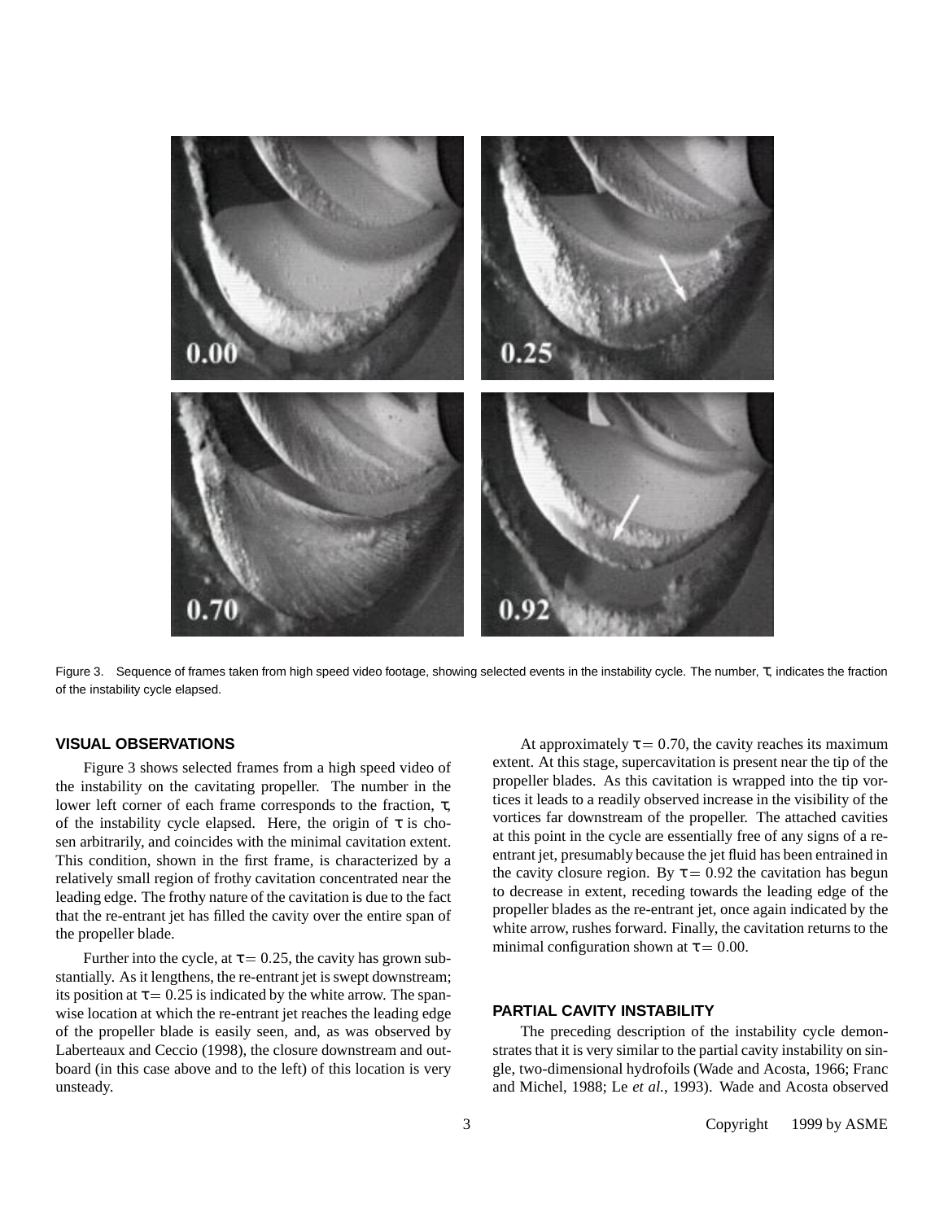Figure 3. Sequence of frames taken from high speed video footage, showing selected events in the instability cycle. The number, $\tau$, indicates the fraction of the instability cycle elapsed.

## VISUAL OBSERVATIONS

Figure 3 shows selected frames from a high speed video of the instability on the cavitating propeller. The number in the lower left corner of each frame corresponds to the fraction, $\tau$, of the instability cycle elapsed. Here, the origin of $\tau$ is chosen arbitrarily, and coincides with the minimal cavitation extent. This condition, shown in the first frame, is characterized by a relatively small region of frothy cavitation concentrated near the leading edge. The frothy nature of the cavitation is due to the fact that the re-entrant jet has filled the cavity over the entire span of the propeller blade.

Further into the cycle, at $\tau = 0.25$, the cavity has grown substantially. As it lengthens, the re-entrant jet is swept downstream; its position at $\tau = 0.25$ is indicated by the white arrow. The spanwise location at which the re-entrant jet reaches the leading edge of the propeller blade is easily seen, and, as was observed by Laberteaux and Ceccio (1998), the closure downstream and outboard (in this case above and to the left) of this location is very unsteady.

At approximately $\tau = 0.70$, the cavity reaches its maximum extent. At this stage, supercavitation is present near the tip of the propeller blades. As this cavitation is wrapped into the tip vortices it leads to a readily observed increase in the visibility of the vortices far downstream of the propeller. The attached cavities at this point in the cycle are essentially free of any signs of a re-entrant jet, presumably because the jet fluid has been entrained in the cavity closure region. By $\tau = 0.92$ the cavitation has begun to decrease in extent, receding towards the leading edge of the propeller blades as the re-entrant jet, once again indicated by the white arrow, rushes forward. Finally, the cavitation returns to the minimal configuration shown at $\tau = 0.00$.

## PARTIAL CAVITY INSTABILITY

The preceding description of the instability cycle demonstrates that it is very similar to the partial cavity instability on single, two-dimensional hydrofoils (Wade and Acosta, 1966; Franc and Michel, 1988; Le *et al.*, 1993). Wade and Acosta observed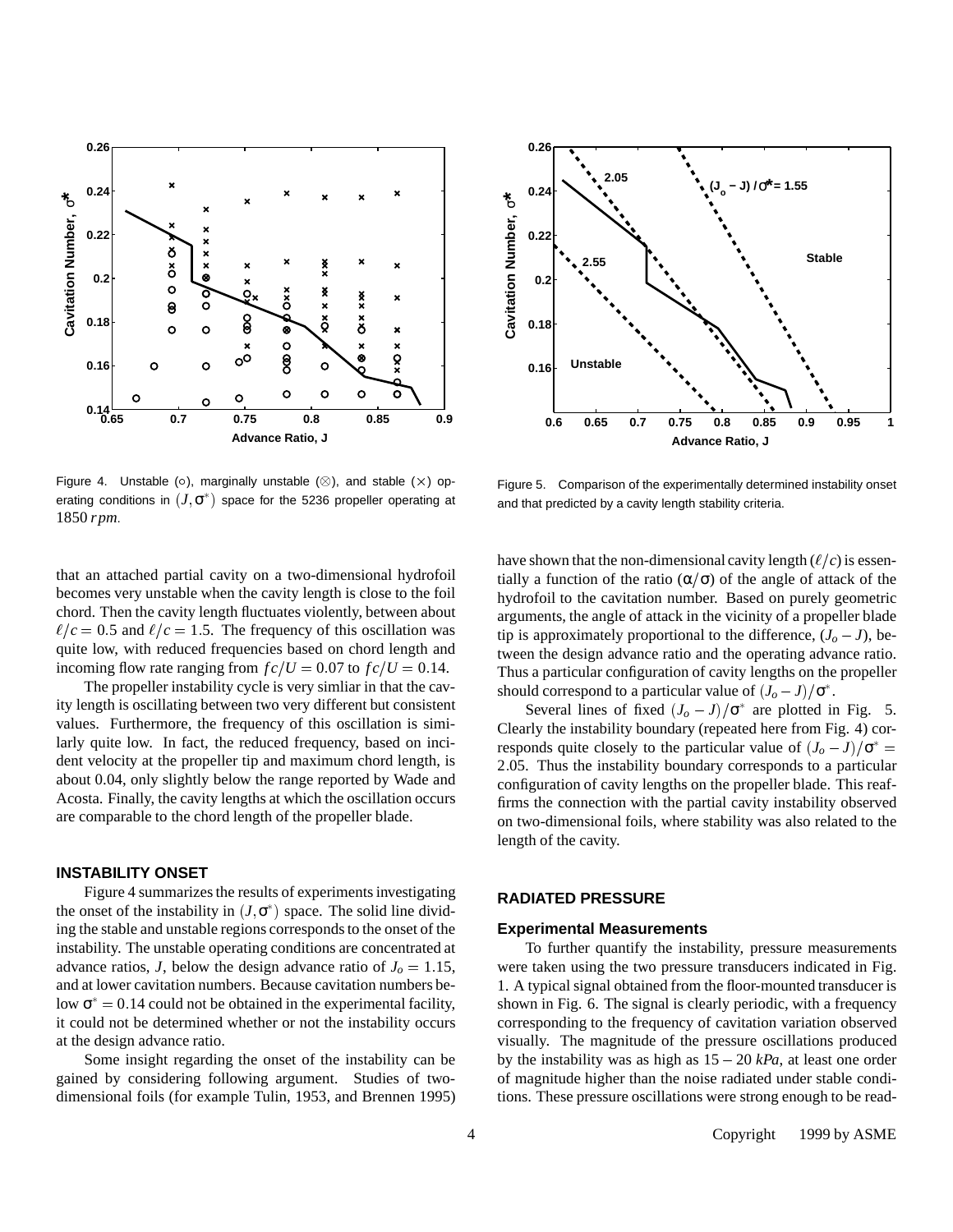Figure 4. Unstable (○), marginally unstable (⊗), and stable (×) operating conditions in $(J, \sigma^*)$ space for the 5236 propeller operating at $1850\ rpm$.

Figure 5. Comparison of the experimentally determined instability onset and that predicted by a cavity length stability criteria.

that an attached partial cavity on a two-dimensional hydrofoil becomes very unstable when the cavity length is close to the foil chord. Then the cavity length fluctuates violently, between about $\ell/c = 0.5$ and $\ell/c = 1.5$. The frequency of this oscillation was quite low, with reduced frequencies based on chord length and incoming flow rate ranging from $fc/U = 0.07$ to $fc/U = 0.14$.

The propeller instability cycle is very simliar in that the cavity length is oscillating between two very different but consistent values. Furthermore, the frequency of this oscillation is similarly quite low. In fact, the reduced frequency, based on incident velocity at the propeller tip and maximum chord length, is about 0.04, only slightly below the range reported by Wade and Acosta. Finally, the cavity lengths at which the oscillation occurs are comparable to the chord length of the propeller blade.

## INSTABILITY ONSET

Figure 4 summarizes the results of experiments investigating the onset of the instability in $(J, \sigma^*)$ space. The solid line dividing the stable and unstable regions corresponds to the onset of the instability. The unstable operating conditions are concentrated at advance ratios, $J$, below the design advance ratio of $J_o = 1.15$, and at lower cavitation numbers. Because cavitation numbers below $\sigma^* = 0.14$ could not be obtained in the experimental facility, it could not be determined whether or not the instability occurs at the design advance ratio.

Some insight regarding the onset of the instability can be gained by considering following argument. Studies of two-dimensional foils (for example Tulin, 1953, and Brennen 1995) have shown that the non-dimensional cavity length $(\ell/c)$ is essentially a function of the ratio $(\alpha/\sigma)$ of the angle of attack of the hydrofoil to the cavitation number. Based on purely geometric arguments, the angle of attack in the vicinity of a propeller blade tip is approximately proportional to the difference, $(J_o - J)$, between the design advance ratio and the operating advance ratio. Thus a particular configuration of cavity lengths on the propeller should correspond to a particular value of $(J_o - J)/\sigma^*$.

Several lines of fixed $(J_o - J)/\sigma^*$ are plotted in Fig. 5. Clearly the instability boundary (repeated here from Fig. 4) corresponds quite closely to the particular value of $(J_o - J)/\sigma^* = 2.05$. Thus the instability boundary corresponds to a particular configuration of cavity lengths on the propeller blade. This reaffirms the connection with the partial cavity instability observed on two-dimensional foils, where stability was also related to the length of the cavity.

## RADIATED PRESSURE

### Experimental Measurements

To further quantify the instability, pressure measurements were taken using the two pressure transducers indicated in Fig. 1. A typical signal obtained from the floor-mounted transducer is shown in Fig. 6. The signal is clearly periodic, with a frequency corresponding to the frequency of cavitation variation observed visually. The magnitude of the pressure oscillations produced by the instability was as high as $15 - 20\ kPa$, at least one order of magnitude higher than the noise radiated under stable conditions. These pressure oscillations were strong enough to be read-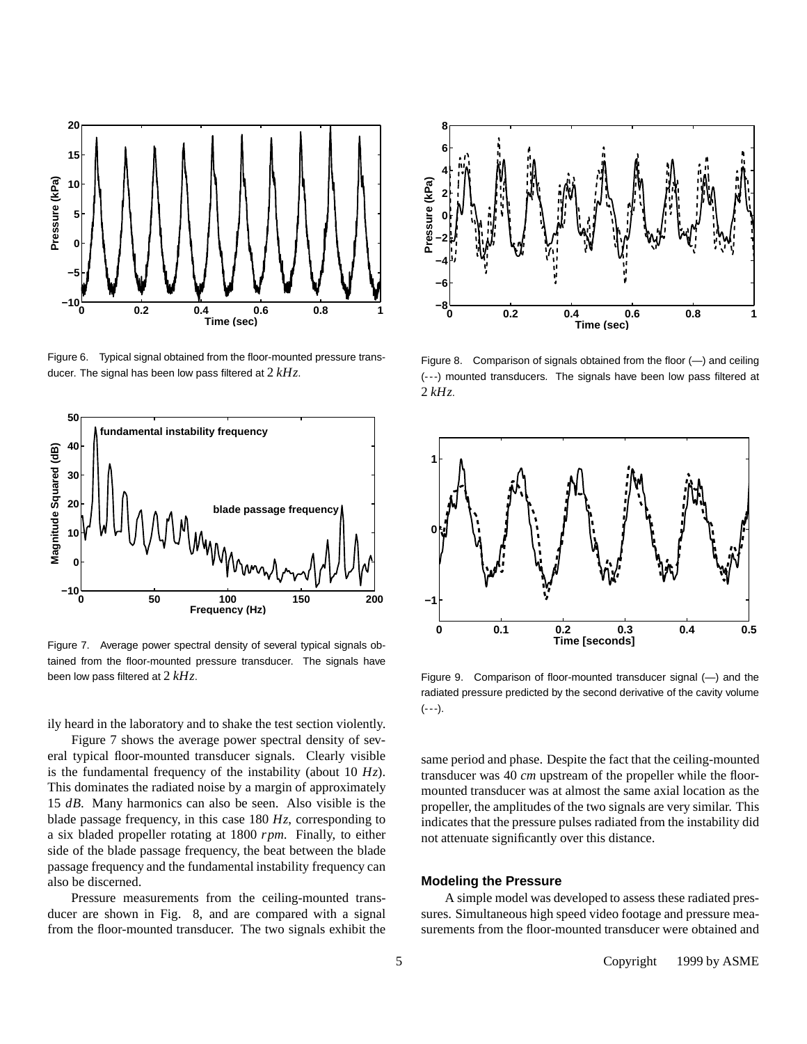Figure 6. Typical signal obtained from the floor-mounted pressure transducer. The signal has been low pass filtered at $2\ kHz$.

Figure 7. Average power spectral density of several typical signals obtained from the floor-mounted pressure transducer. The signals have been low pass filtered at $2\ kHz$.

ily heard in the laboratory and to shake the test section violently.

Figure 7 shows the average power spectral density of several typical floor-mounted transducer signals. Clearly visible is the fundamental frequency of the instability (about 10 $Hz$). This dominates the radiated noise by a margin of approximately 15 $dB$. Many harmonics can also be seen. Also visible is the blade passage frequency, in this case 180 $Hz$, corresponding to a six bladed propeller rotating at 1800 $rpm$. Finally, to either side of the blade passage frequency, the beat between the blade passage frequency and the fundamental instability frequency can also be discerned.

Pressure measurements from the ceiling-mounted transducer are shown in Fig. 8, and are compared with a signal from the floor-mounted transducer. The two signals exhibit the same period and phase. Despite the fact that the ceiling-mounted transducer was 40 $cm$ upstream of the propeller while the floor-mounted transducer was at almost the same axial location as the propeller, the amplitudes of the two signals are very similar. This indicates that the pressure pulses radiated from the instability did not attenuate significantly over this distance.

Figure 8. Comparison of signals obtained from the floor (—) and ceiling (- - -) mounted transducers. The signals have been low pass filtered at $2\ kHz$.

Figure 9. Comparison of floor-mounted transducer signal (—) and the radiated pressure predicted by the second derivative of the cavity volume (- - -).

### Modeling the Pressure

A simple model was developed to assess these radiated pressures. Simultaneous high speed video footage and pressure measurements from the floor-mounted transducer were obtained and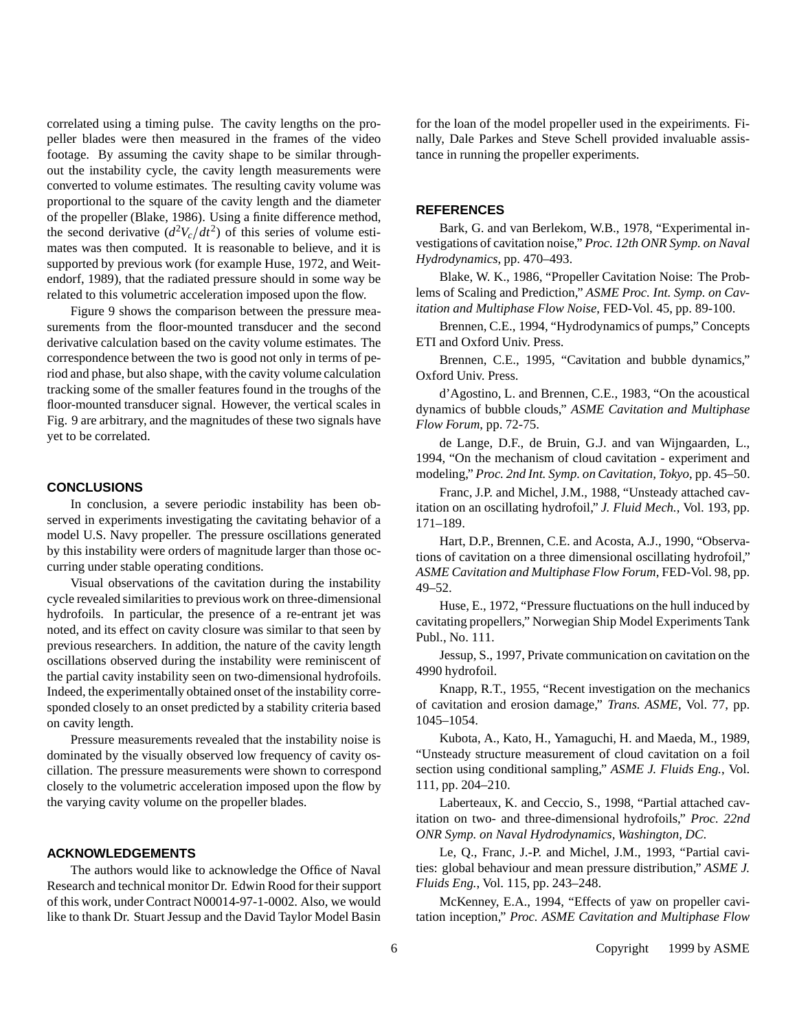correlated using a timing pulse. The cavity lengths on the propeller blades were then measured in the frames of the video footage. By assuming the cavity shape to be similar throughout the instability cycle, the cavity length measurements were converted to volume estimates. The resulting cavity volume was proportional to the square of the cavity length and the diameter of the propeller (Blake, 1986). Using a finite difference method, the second derivative ($d^2V_c/dt^2$) of this series of volume estimates was then computed. It is reasonable to believe, and it is supported by previous work (for example Huse, 1972, and Weitendorf, 1989), that the radiated pressure should in some way be related to this volumetric acceleration imposed upon the flow.

Figure 9 shows the comparison between the pressure measurements from the floor-mounted transducer and the second derivative calculation based on the cavity volume estimates. The correspondence between the two is good not only in terms of period and phase, but also shape, with the cavity volume calculation tracking some of the smaller features found in the troughs of the floor-mounted transducer signal. However, the vertical scales in Fig. 9 are arbitrary, and the magnitudes of these two signals have yet to be correlated.

## CONCLUSIONS

In conclusion, a severe periodic instability has been observed in experiments investigating the cavitating behavior of a model U.S. Navy propeller. The pressure oscillations generated by this instability were orders of magnitude larger than those occurring under stable operating conditions.

Visual observations of the cavitation during the instability cycle revealed similarities to previous work on three-dimensional hydrofoils. In particular, the presence of a re-entrant jet was noted, and its effect on cavity closure was similar to that seen by previous researchers. In addition, the nature of the cavity length oscillations observed during the instability were reminiscent of the partial cavity instability seen on two-dimensional hydrofoils. Indeed, the experimentally obtained onset of the instability corresponded closely to an onset predicted by a stability criteria based on cavity length.

Pressure measurements revealed that the instability noise is dominated by the visually observed low frequency of cavity oscillation. The pressure measurements were shown to correspond closely to the volumetric acceleration imposed upon the flow by the varying cavity volume on the propeller blades.

## ACKNOWLEDGEMENTS

The authors would like to acknowledge the Office of Naval Research and technical monitor Dr. Edwin Rood for their support of this work, under Contract N00014-97-1-0002. Also, we would like to thank Dr. Stuart Jessup and the David Taylor Model Basin for the loan of the model propeller used in the expeiriments. Finally, Dale Parkes and Steve Schell provided invaluable assistance in running the propeller experiments.

## REFERENCES

Bark, G. and van Berlekom, W.B., 1978, "Experimental investigations of cavitation noise," *Proc. 12th ONR Symp. on Naval Hydrodynamics*, pp. 470–493.

Blake, W. K., 1986, "Propeller Cavitation Noise: The Problems of Scaling and Prediction," *ASME Proc. Int. Symp. on Cavitation and Multiphase Flow Noise*, FED-Vol. 45, pp. 89-100.

Brennen, C.E., 1994, "Hydrodynamics of pumps," Concepts ETI and Oxford Univ. Press.

Brennen, C.E., 1995, "Cavitation and bubble dynamics," Oxford Univ. Press.

d'Agostino, L. and Brennen, C.E., 1983, "On the acoustical dynamics of bubble clouds," *ASME Cavitation and Multiphase Flow Forum*, pp. 72-75.

de Lange, D.F., de Bruin, G.J. and van Wijngaarden, L., 1994, "On the mechanism of cloud cavitation - experiment and modeling," *Proc. 2nd Int. Symp. on Cavitation, Tokyo*, pp. 45–50.

Franc, J.P. and Michel, J.M., 1988, "Unsteady attached cavitation on an oscillating hydrofoil," *J. Fluid Mech.*, Vol. 193, pp. 171–189.

Hart, D.P., Brennen, C.E. and Acosta, A.J., 1990, "Observations of cavitation on a three dimensional oscillating hydrofoil," *ASME Cavitation and Multiphase Flow Forum*, FED-Vol. 98, pp. 49–52.

Huse, E., 1972, "Pressure fluctuations on the hull induced by cavitating propellers," Norwegian Ship Model Experiments Tank Publ., No. 111.

Jessup, S., 1997, Private communication on cavitation on the 4990 hydrofoil.

Knapp, R.T., 1955, "Recent investigation on the mechanics of cavitation and erosion damage," *Trans. ASME*, Vol. 77, pp. 1045–1054.

Kubota, A., Kato, H., Yamaguchi, H. and Maeda, M., 1989, "Unsteady structure measurement of cloud cavitation on a foil section using conditional sampling," *ASME J. Fluids Eng.*, Vol. 111, pp. 204–210.

Laberteaux, K. and Ceccio, S., 1998, "Partial attached cavitation on two- and three-dimensional hydrofoils," *Proc. 22nd ONR Symp. on Naval Hydrodynamics, Washington, DC*.

Le, Q., Franc, J.-P. and Michel, J.M., 1993, "Partial cavities: global behaviour and mean pressure distribution," *ASME J. Fluids Eng.*, Vol. 115, pp. 243–248.

McKenney, E.A., 1994, "Effects of yaw on propeller cavitation inception," *Proc. ASME Cavitation and Multiphase Flow*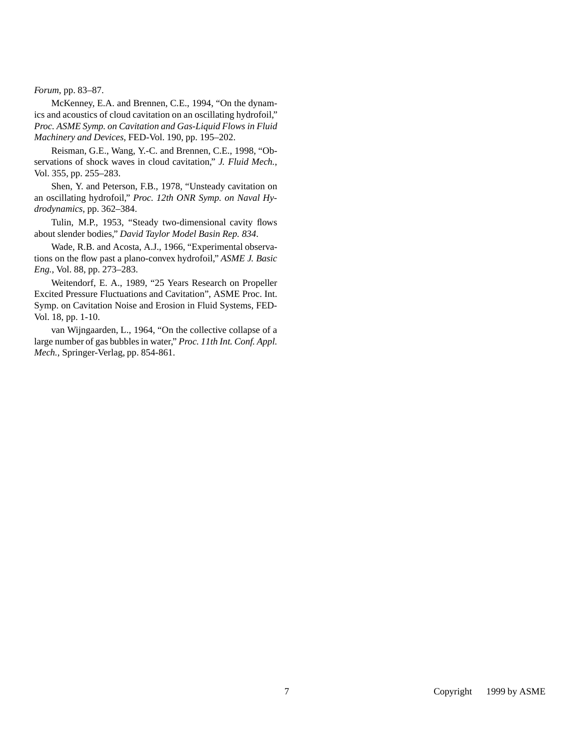*Forum*, pp. 83–87.

McKenney, E.A. and Brennen, C.E., 1994, "On the dynamics and acoustics of cloud cavitation on an oscillating hydrofoil," *Proc. ASME Symp. on Cavitation and Gas-Liquid Flows in Fluid Machinery and Devices*, FED-Vol. 190, pp. 195–202.

Reisman, G.E., Wang, Y.-C. and Brennen, C.E., 1998, "Observations of shock waves in cloud cavitation," *J. Fluid Mech.*, Vol. 355, pp. 255–283.

Shen, Y. and Peterson, F.B., 1978, "Unsteady cavitation on an oscillating hydrofoil," *Proc. 12th ONR Symp. on Naval Hydrodynamics*, pp. 362–384.

Tulin, M.P., 1953, "Steady two-dimensional cavity flows about slender bodies," *David Taylor Model Basin Rep. 834*.

Wade, R.B. and Acosta, A.J., 1966, "Experimental observations on the flow past a plano-convex hydrofoil," *ASME J. Basic Eng.*, Vol. 88, pp. 273–283.

Weitendorf, E. A., 1989, "25 Years Research on Propeller Excited Pressure Fluctuations and Cavitation", ASME Proc. Int. Symp. on Cavitation Noise and Erosion in Fluid Systems, FED-Vol. 18, pp. 1-10.

van Wijngaarden, L., 1964, "On the collective collapse of a large number of gas bubbles in water," *Proc. 11th Int. Conf. Appl. Mech.*, Springer-Verlag, pp. 854-861.